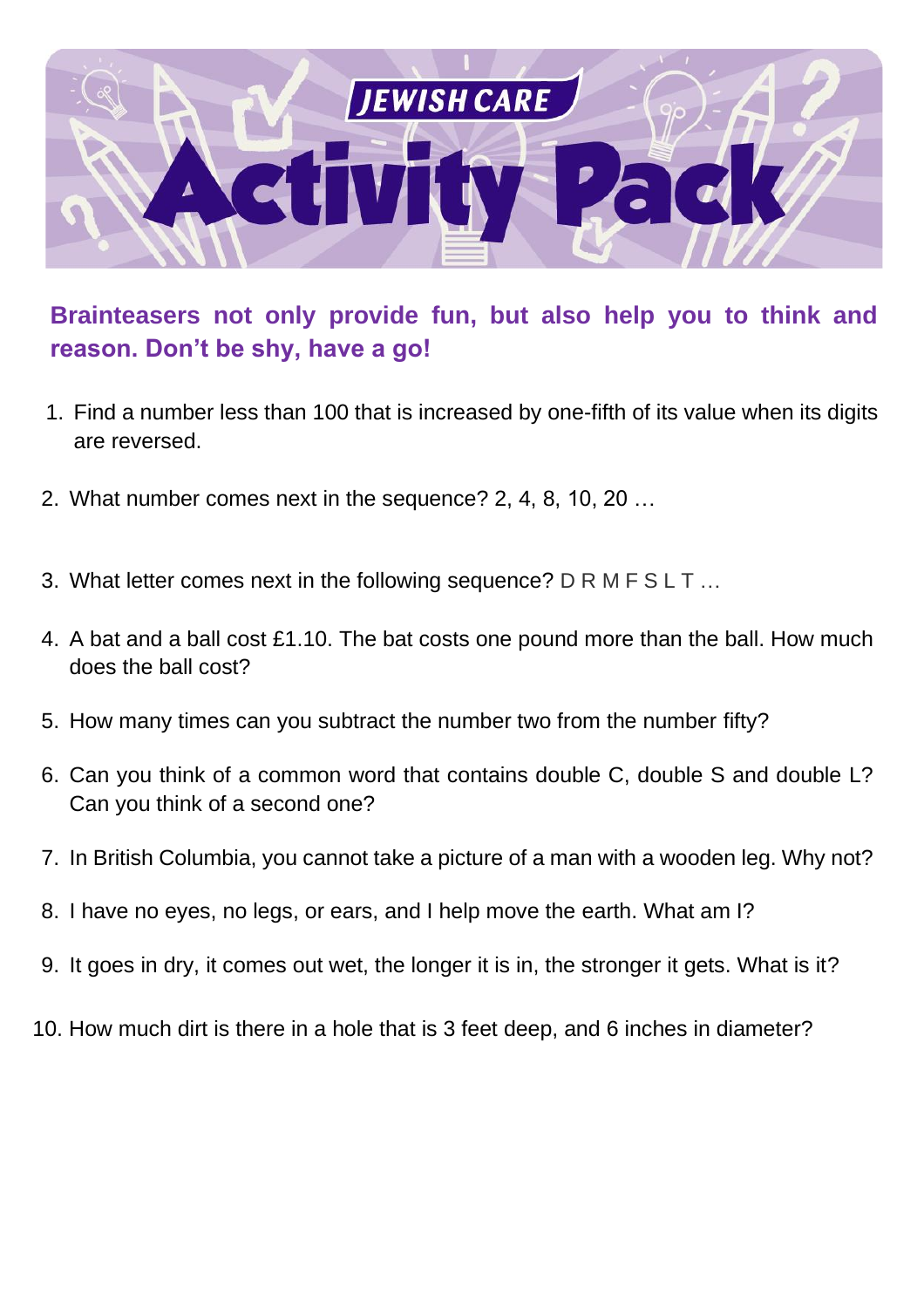# JEWISH CARE Activity Pack

**Brainteasers not only provide fun, but also help you to think and reason. Don't be shy, have a go!**

1. Find a number less than 100 that is increased by one-fifth of its value when its digits are reversed.
2. What number comes next in the sequence? 2, 4, 8, 10, 20 …
3. What letter comes next in the following sequence? D R M F S L T …
4. A bat and a ball cost £1.10. The bat costs one pound more than the ball. How much does the ball cost?
5. How many times can you subtract the number two from the number fifty?
6. Can you think of a common word that contains double C, double S and double L? Can you think of a second one?
7. In British Columbia, you cannot take a picture of a man with a wooden leg. Why not?
8. I have no eyes, no legs, or ears, and I help move the earth. What am I?
9. It goes in dry, it comes out wet, the longer it is in, the stronger it gets. What is it?
10. How much dirt is there in a hole that is 3 feet deep, and 6 inches in diameter?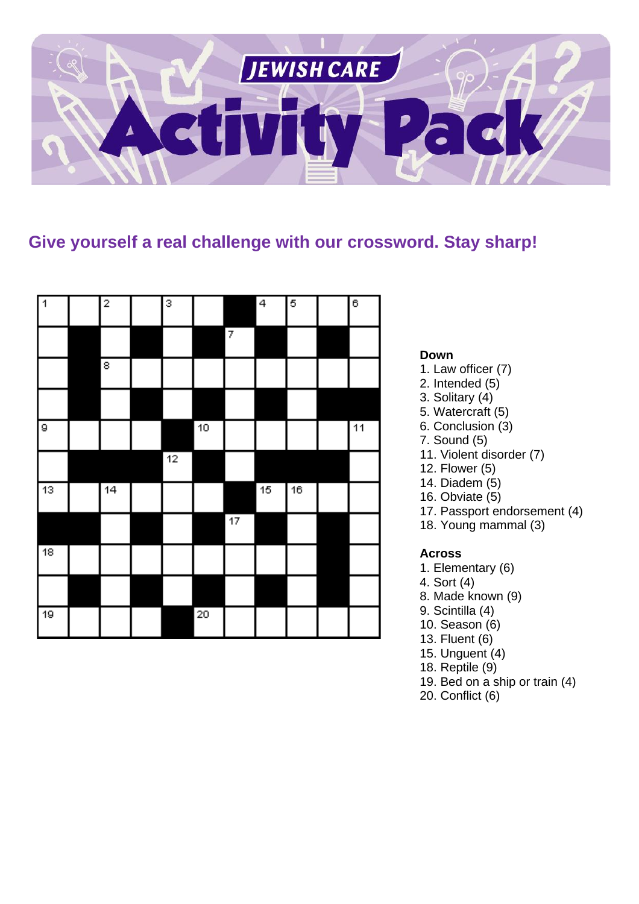# JEWISH CARE Activity Pack

## Give yourself a real challenge with our crossword. Stay sharp!

**Down**

1. Law officer (7)
2. Intended (5)
3. Solitary (4)
5. Watercraft (5)
6. Conclusion (3)
7. Sound (5)
11. Violent disorder (7)
12. Flower (5)
14. Diadem (5)
16. Obviate (5)
17. Passport endorsement (4)
18. Young mammal (3)

**Across**

1. Elementary (6)
4. Sort (4)
8. Made known (9)
9. Scintilla (4)
10. Season (6)
13. Fluent (6)
15. Unguent (4)
18. Reptile (9)
19. Bed on a ship or train (4)
20. Conflict (6)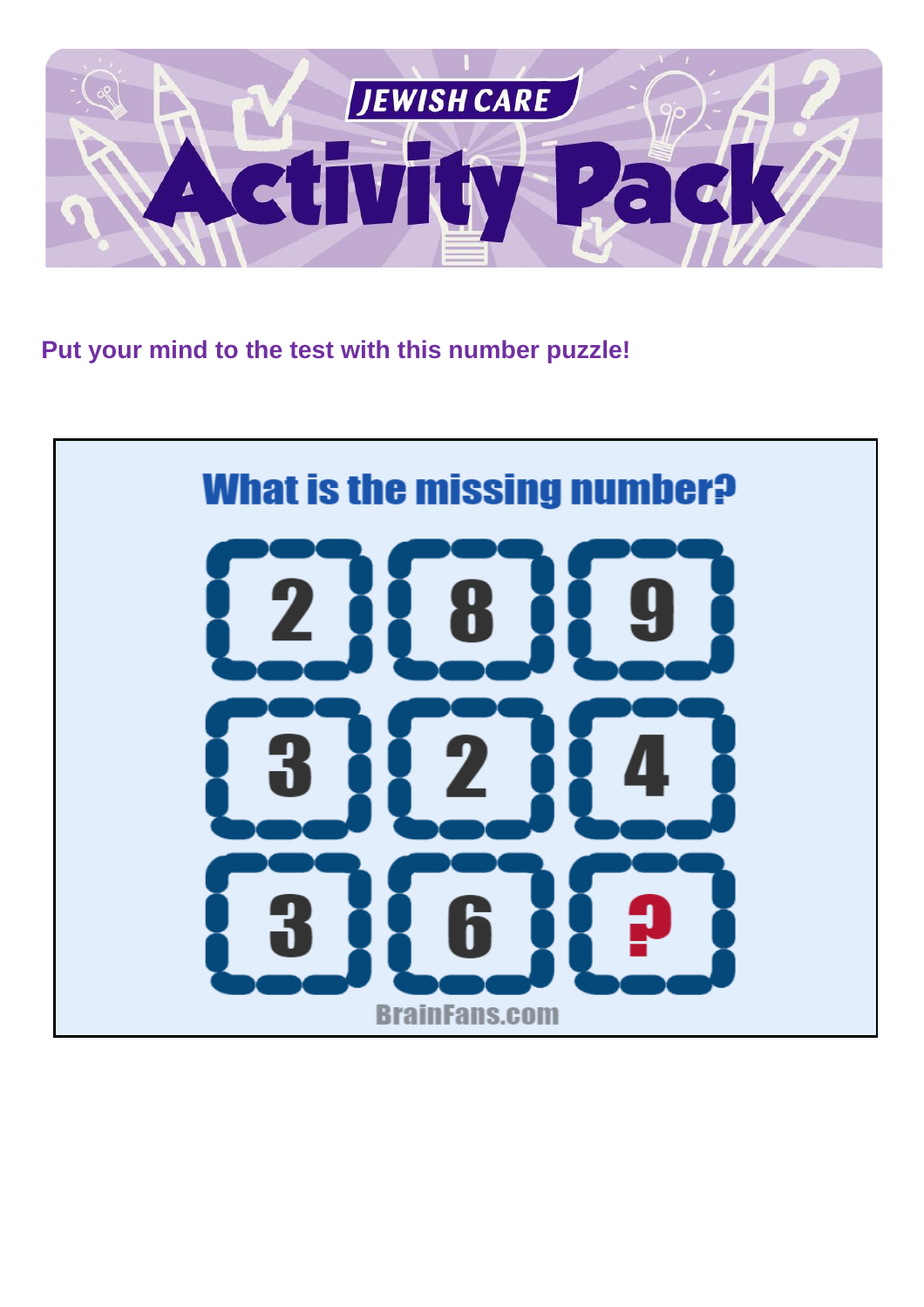# JEWISH CARE Activity Pack

**Put your mind to the test with this number puzzle!**

## What is the missing number?

| | | |
|---|---|---|
| 2 | 8 | 9 |
| 3 | 2 | 4 |
| 3 | 6 | ? |

BrainFans.com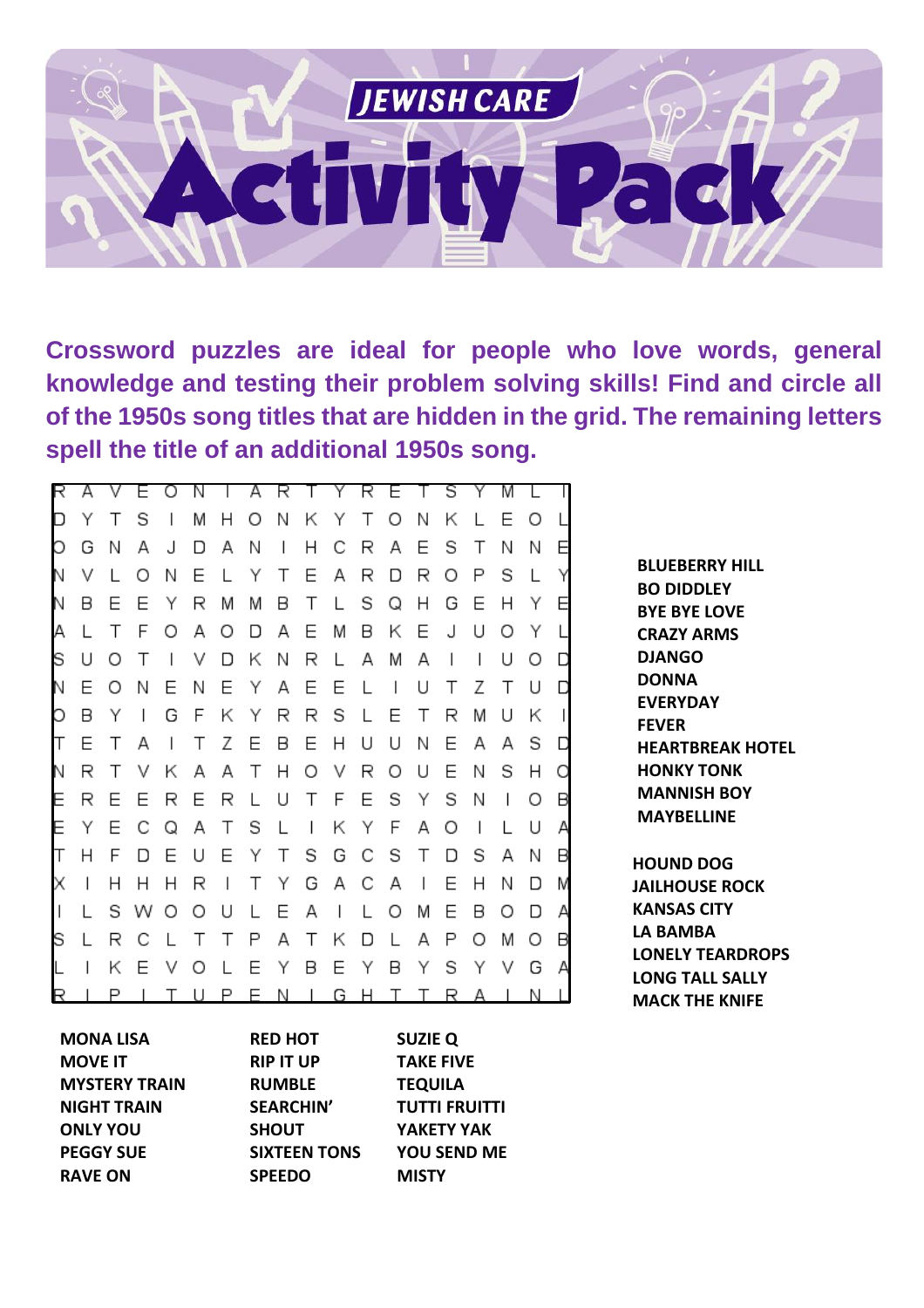# JEWISH CARE Activity Pack

**Crossword puzzles are ideal for people who love words, general knowledge and testing their problem solving skills! Find and circle all of the 1950s song titles that are hidden in the grid. The remaining letters spell the title of an additional 1950s song.**

```
R A V E O N I A R T Y R E T S Y M L I
D Y T S I M H O N K Y T O N K L E O L
O G N A J D A N I H C R A E S T N N E
N V L O N E L Y T E A R D R O P S L Y
N B E E Y R M M B T L S Q H G E H Y E
A L T F O A O D A E M B K E J U O Y L
S U O T I V D K N R L A M A I I U O D
N E O N E N E Y A E E L I U T Z T U D
O B Y I G F K Y R R S L E T R M U K I
T E T A I T Z E B E H U U N E A A S D
N R T V K A A T H O V R O U E N S H O
E R E E R E R L U T F E S Y S N I O B
E Y E C Q A T S L I K Y F A O I L U A
T H F D E U E Y T S G C S T D S A N B
X I H H H R I T Y G A C A I E H N D M
I L S W O O U L E A I L O M E B O D A
S L R C L T T P A T K D L A P O M O B
L I K E V O L E Y B E Y B Y S Y V G A
R I P I T U P E N I G H T T R A I N I
```

- BLUEBERRY HILL
- BO DIDDLEY
- BYE BYE LOVE
- CRAZY ARMS
- DJANGO
- DONNA
- EVERYDAY
- FEVER
- HEARTBREAK HOTEL
- HONKY TONK
- MANNISH BOY
- MAYBELLINE
- HOUND DOG
- JAILHOUSE ROCK
- KANSAS CITY
- LA BAMBA
- LONELY TEARDROPS
- LONG TALL SALLY
- MACK THE KNIFE
- MONA LISA
- MOVE IT
- MYSTERY TRAIN
- NIGHT TRAIN
- ONLY YOU
- PEGGY SUE
- RAVE ON
- RED HOT
- RIP IT UP
- RUMBLE
- SEARCHIN'
- SHOUT
- SIXTEEN TONS
- SPEEDO
- SUZIE Q
- TAKE FIVE
- TEQUILA
- TUTTI FRUITTI
- YAKETY YAK
- YOU SEND ME
- MISTY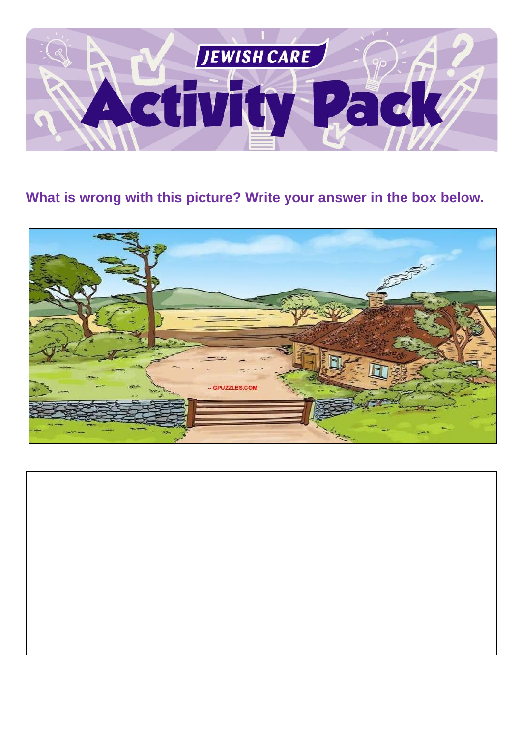# JEWISH CARE Activity Pack

**What is wrong with this picture? Write your answer in the box below.**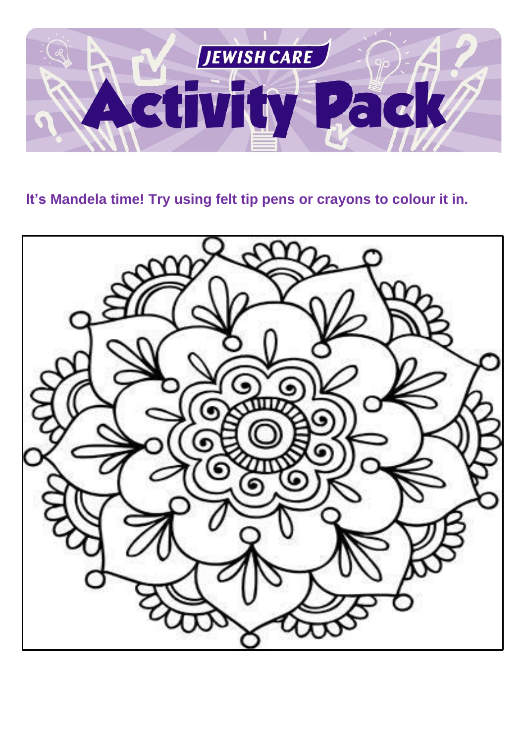It’s Mandela time! Try using felt tip pens or crayons to colour it in.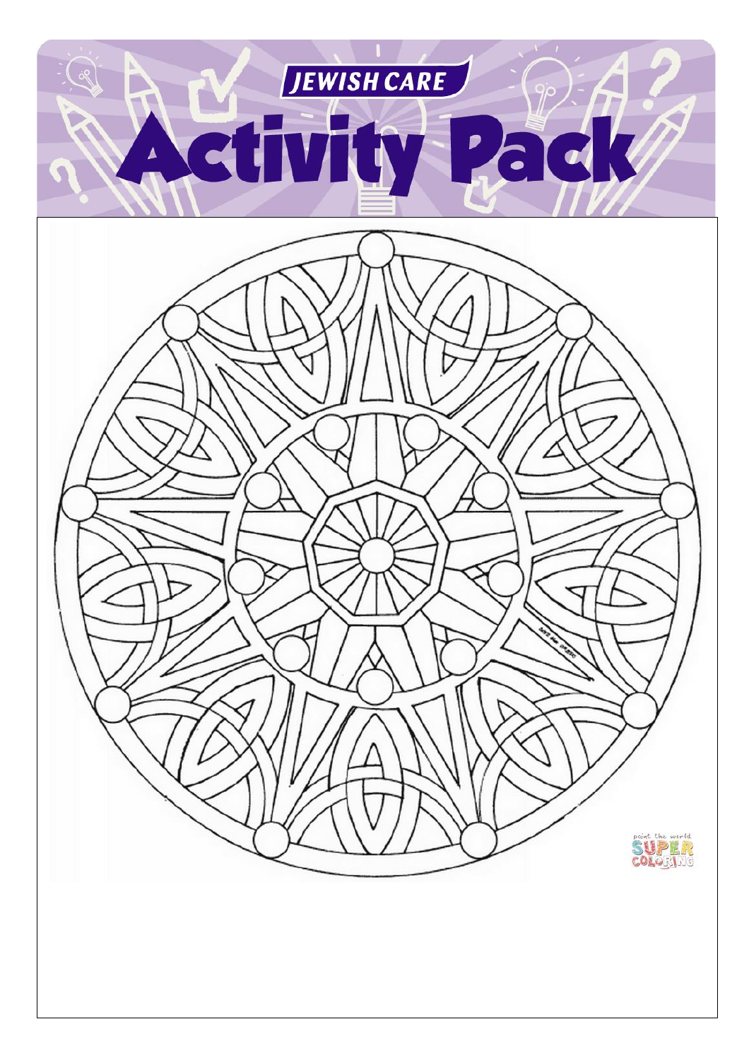# JEWISH CARE Activity Pack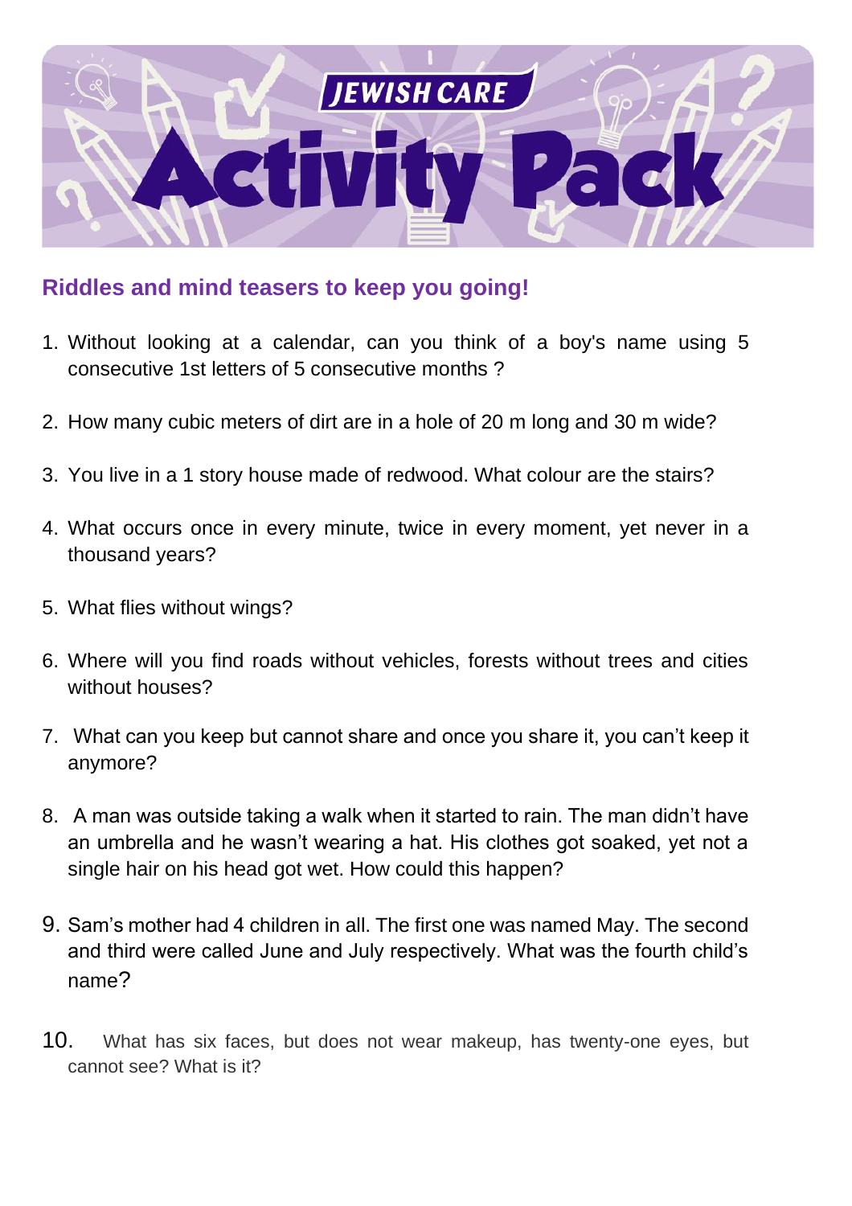JEWISH CARE

# Activity Pack

## Riddles and mind teasers to keep you going!

1. Without looking at a calendar, can you think of a boy's name using 5 consecutive 1st letters of 5 consecutive months ?
2. How many cubic meters of dirt are in a hole of 20 m long and 30 m wide?
3. You live in a 1 story house made of redwood. What colour are the stairs?
4. What occurs once in every minute, twice in every moment, yet never in a thousand years?
5. What flies without wings?
6. Where will you find roads without vehicles, forests without trees and cities without houses?
7. What can you keep but cannot share and once you share it, you can't keep it anymore?
8. A man was outside taking a walk when it started to rain. The man didn't have an umbrella and he wasn't wearing a hat. His clothes got soaked, yet not a single hair on his head got wet. How could this happen?
9. Sam's mother had 4 children in all. The first one was named May. The second and third were called June and July respectively. What was the fourth child's name?
10. What has six faces, but does not wear makeup, has twenty-one eyes, but cannot see? What is it?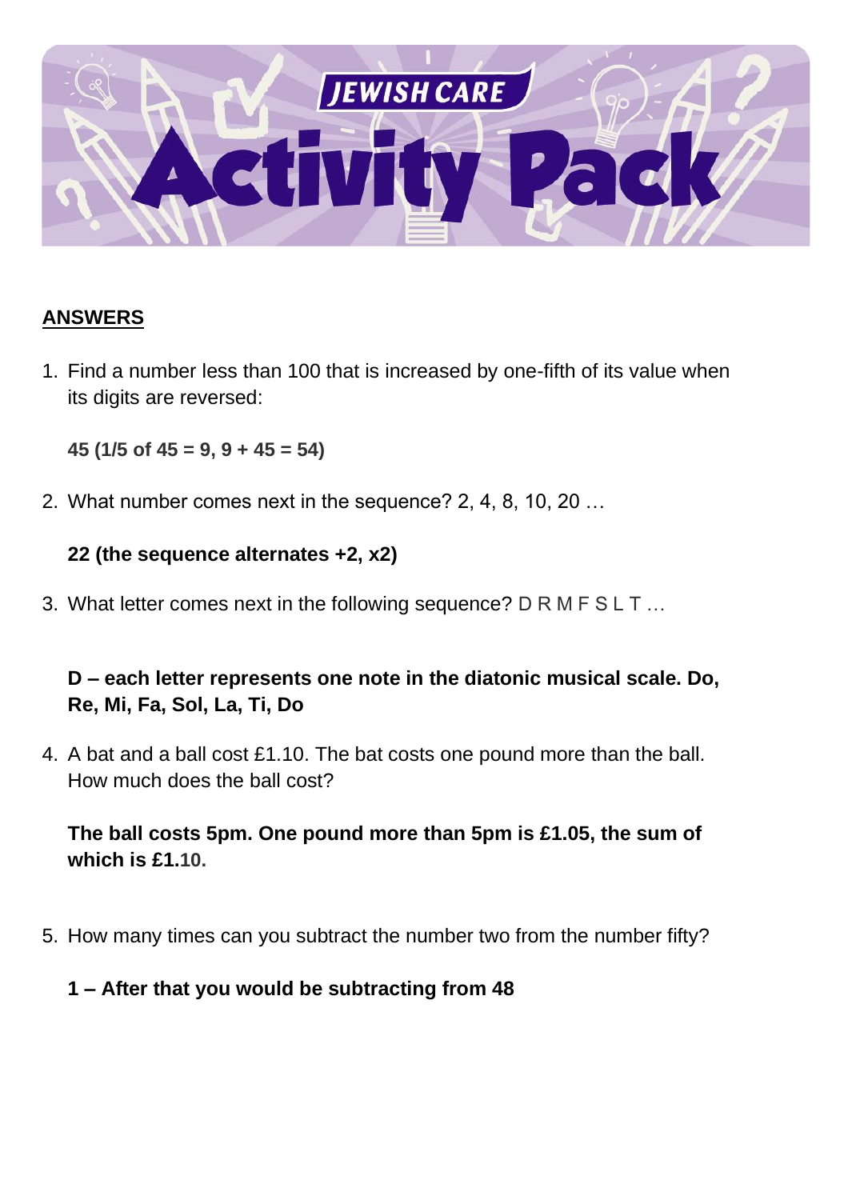**ANSWERS**

1. Find a number less than 100 that is increased by one-fifth of its value when its digits are reversed:

   **45 (1/5 of 45 = 9, 9 + 45 = 54)**

2. What number comes next in the sequence? 2, 4, 8, 10, 20 …

   **22 (the sequence alternates +2, x2)**

3. What letter comes next in the following sequence? D R M F S L T …

   **D – each letter represents one note in the diatonic musical scale. Do, Re, Mi, Fa, Sol, La, Ti, Do**

4. A bat and a ball cost £1.10. The bat costs one pound more than the ball. How much does the ball cost?

   **The ball costs 5pm. One pound more than 5pm is £1.05, the sum of which is £1.10.**

5. How many times can you subtract the number two from the number fifty?

   **1 – After that you would be subtracting from 48**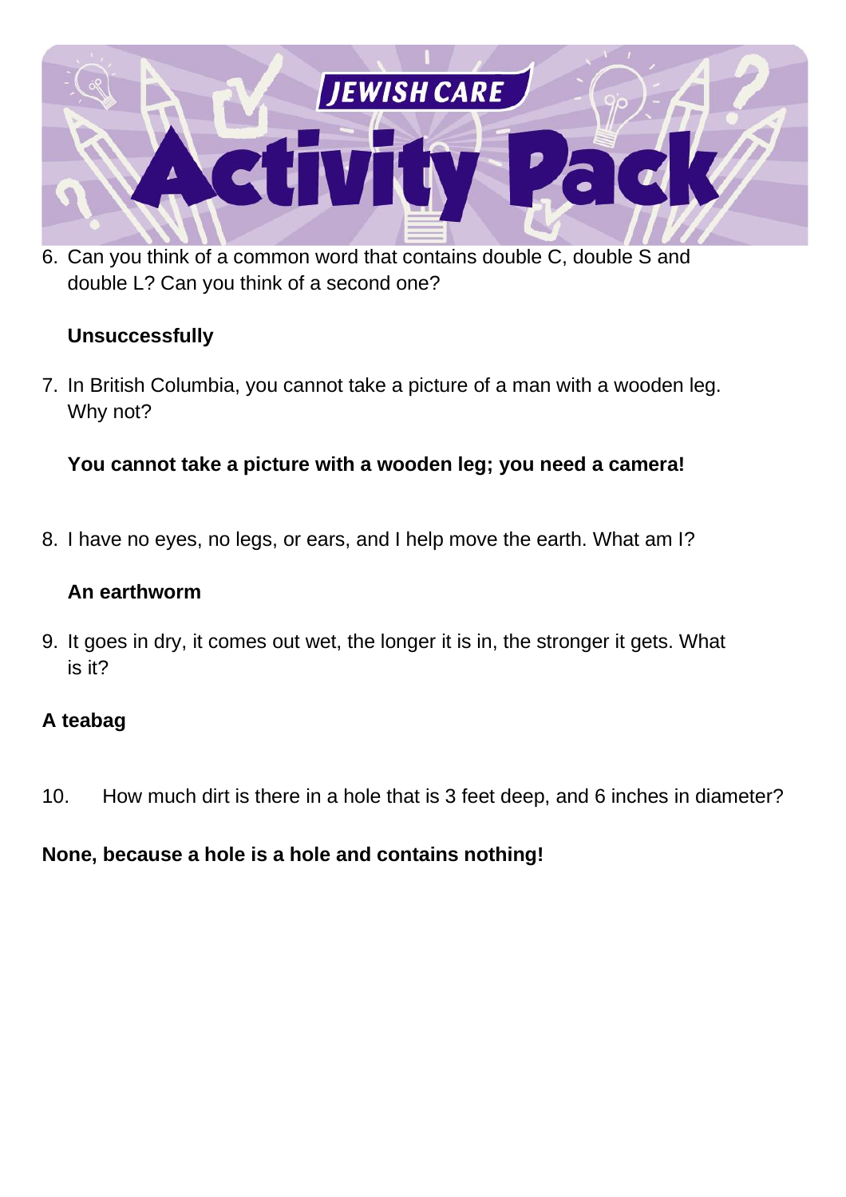6. Can you think of a common word that contains double C, double S and double L? Can you think of a second one?

   **Unsuccessfully**

7. In British Columbia, you cannot take a picture of a man with a wooden leg. Why not?

   **You cannot take a picture with a wooden leg; you need a camera!**

8. I have no eyes, no legs, or ears, and I help move the earth. What am I?

   **An earthworm**

9. It goes in dry, it comes out wet, the longer it is in, the stronger it gets. What is it?

**A teabag**

10. How much dirt is there in a hole that is 3 feet deep, and 6 inches in diameter?

**None, because a hole is a hole and contains nothing!**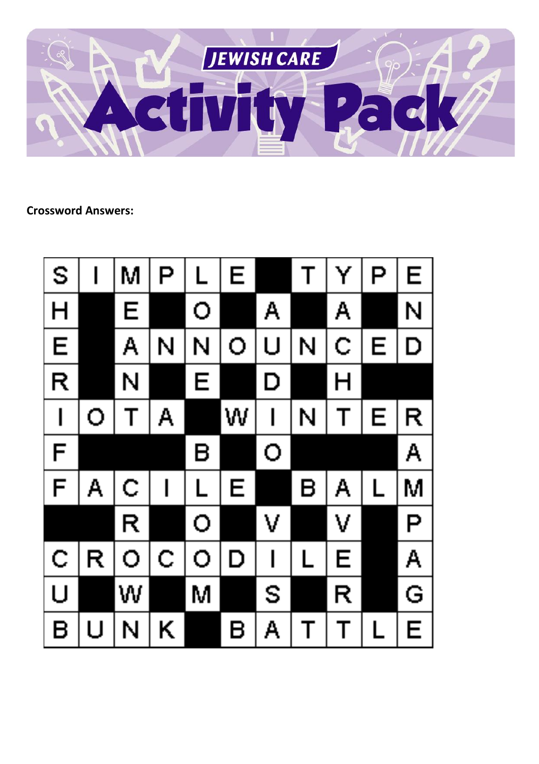**Crossword Answers:**

| S | I | M | P | L | E |   | T | Y | P | E |
|---|---|---|---|---|---|---|---|---|---|---|
| H |   | E |   | O |   | A |   | A |   | N |
| E |   | A | N | N | O | U | N | C | E | D |
| R |   | N |   | E |   | D |   | H |   |   |
| I | O | T | A |   | W | I | N | T | E | R |
| F |   |   |   | B |   | O |   |   |   | A |
| F | A | C | I | L | E |   | B | A | L | M |
|   |   | R |   | O |   | V |   | V |   | P |
| C | R | O | C | O | D | I | L | E |   | A |
| U |   | W |   | M |   | S |   | R |   | G |
| B | U | N | K |   | B | A | T | T | L | E |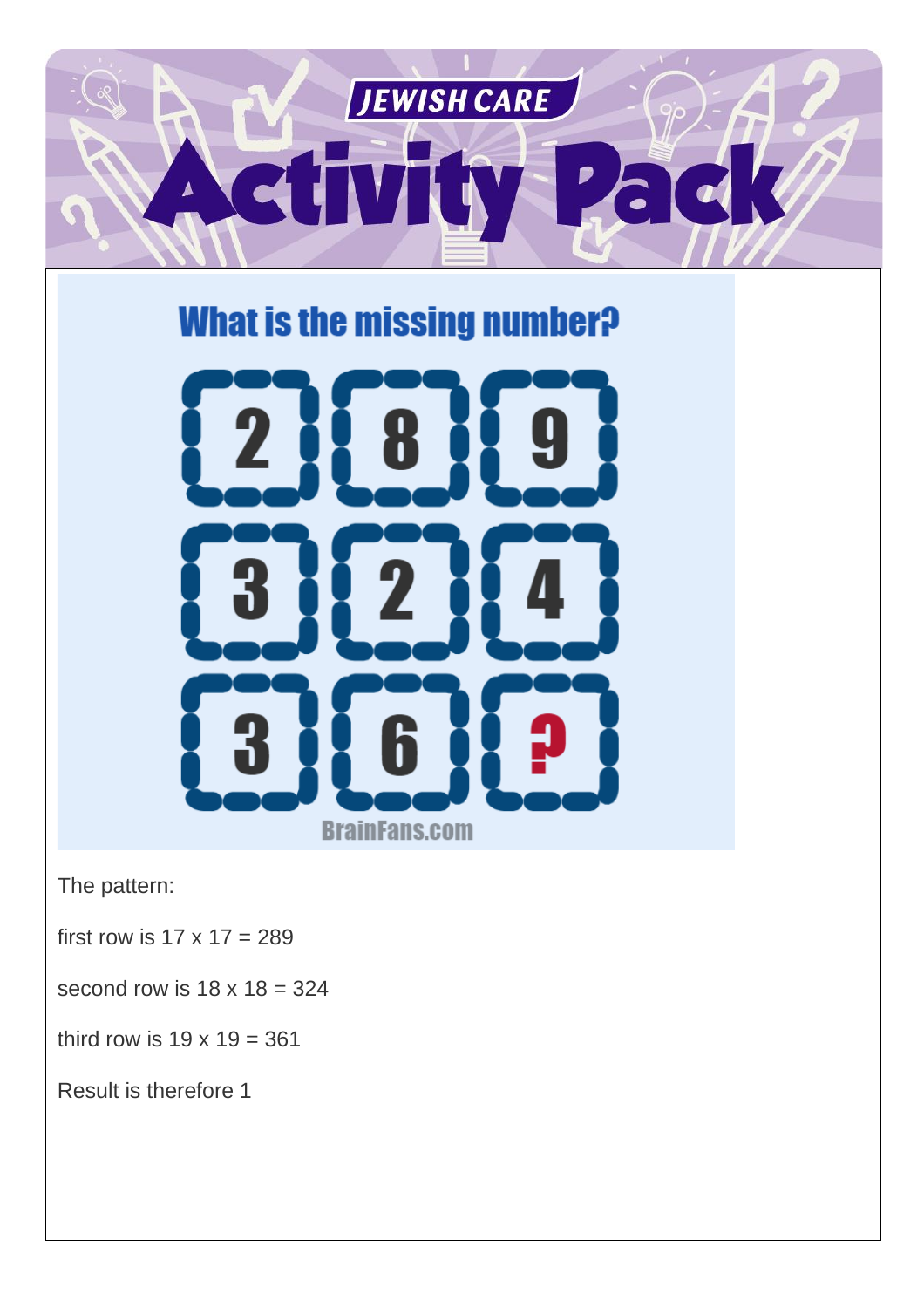# Jewish Care Activity Pack

## What is the missing number?

| | | |
|---|---|---|
| 2 | 8 | 9 |
| 3 | 2 | 4 |
| 3 | 6 | ? |

BrainFans.com

The pattern:

first row is 17 x 17 = 289

second row is 18 x 18 = 324

third row is 19 x 19 = 361

Result is therefore 1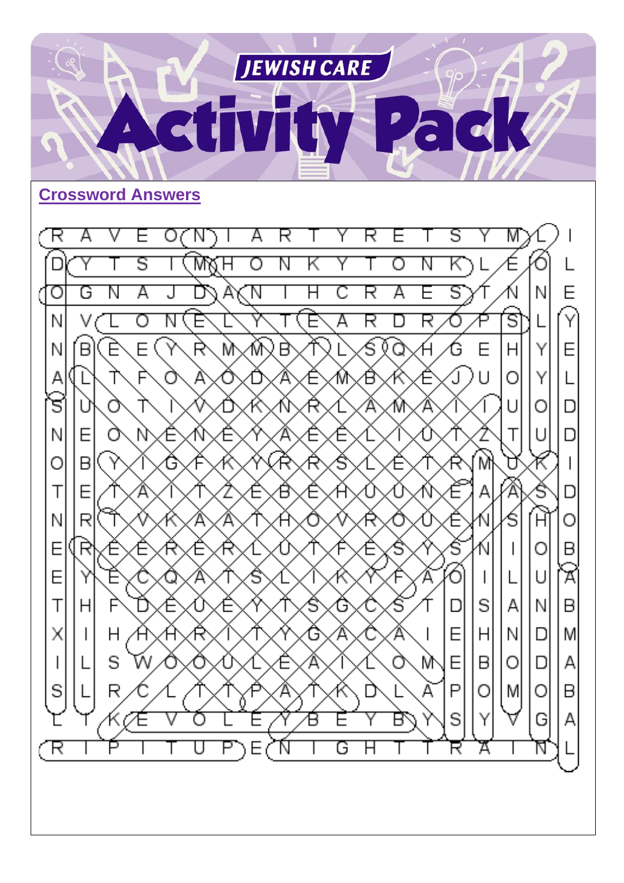## Crossword Answers

```
R A V E O N I A R T Y R E T S Y M L I
D Y T S I M H O N K Y T O N K L E O L
O G N A J D A N I H C R A E S T N N E
N V L O N E L Y T E A R D R O P S L Y
N B E E Y R M M B T L S Q H G E H Y E
A L T F O A O D A E M B K E J U O Y L
S U O T I V D K N R L A M A I I U O D
N E O N E N E Y A E E L I U T Z T U D
O B Y I G F K Y R R S L E T R M U K I
T E T A I T Z E B E H U U N E A A S D
N R T V K A A T H O V R O U E N S H O
E R E E R E R L U T F E S Y S N I O B
E Y E C Q A T S L I K Y F A O I L U A
T H F D E U E Y T S G C S T D S A N B
X I H H H R I T Y G A C A I E H N D M
I L S W O O U L E A I L O M E B O D A
S L R C L T T P A T K D L A P O M O B
L T K E V O L E Y B E Y B Y S Y V G A
R I P I T U P E N I G H T T R A I N L
```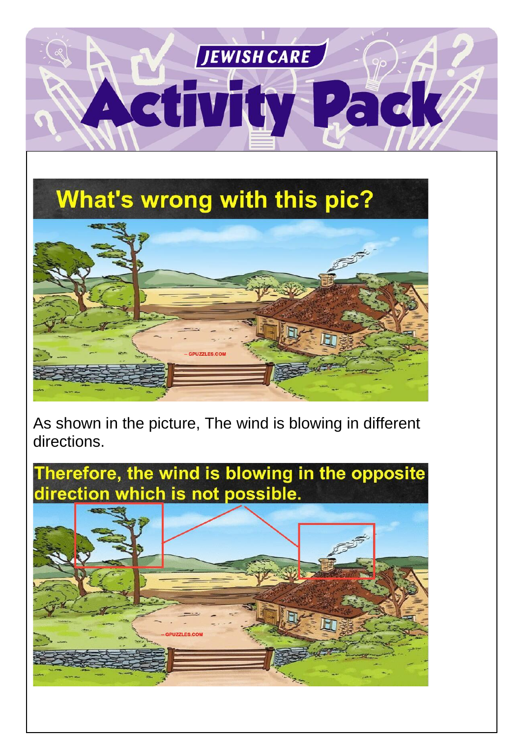# Activity Pack

## What's wrong with this pic?

As shown in the picture, The wind is blowing in different directions.

**Therefore, the wind is blowing in the opposite direction which is not possible.**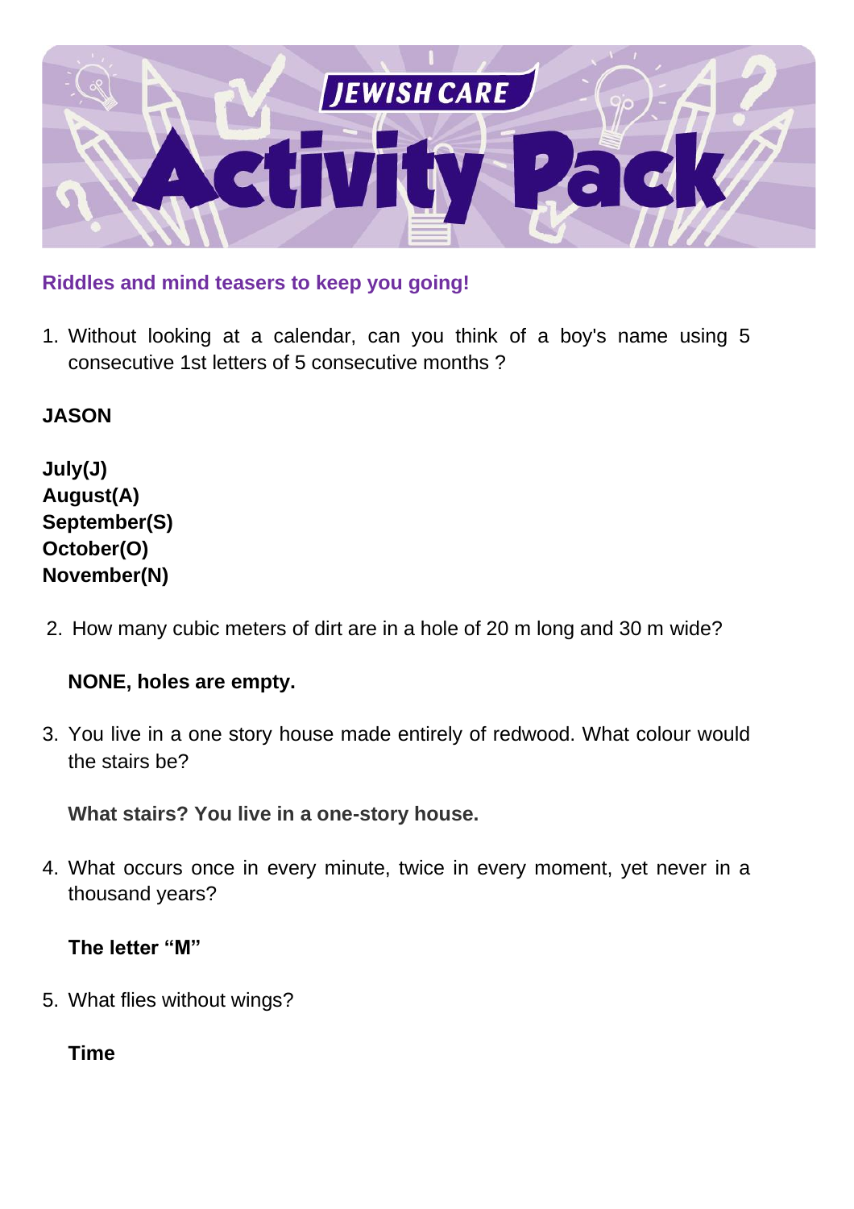**Riddles and mind teasers to keep you going!**

1. Without looking at a calendar, can you think of a boy's name using 5 consecutive 1st letters of 5 consecutive months ?

**JASON**

**July(J)**
**August(A)**
**September(S)**
**October(O)**
**November(N)**

2. How many cubic meters of dirt are in a hole of 20 m long and 30 m wide?

   **NONE, holes are empty.**

3. You live in a one story house made entirely of redwood. What colour would the stairs be?

   **What stairs? You live in a one-story house.**

4. What occurs once in every minute, twice in every moment, yet never in a thousand years?

   **The letter "M"**

5. What flies without wings?

   **Time**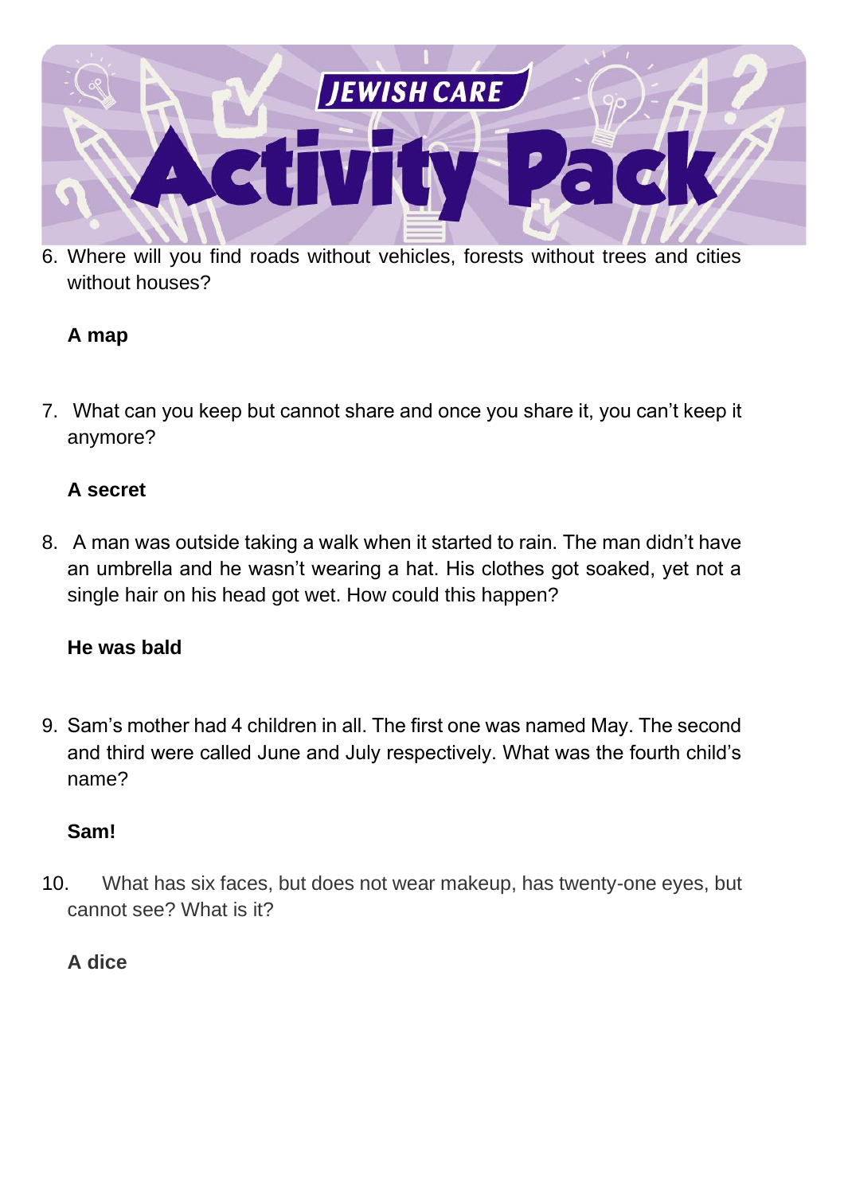6. Where will you find roads without vehicles, forests without trees and cities without houses?

   **A map**

7. What can you keep but cannot share and once you share it, you can't keep it anymore?

   **A secret**

8. A man was outside taking a walk when it started to rain. The man didn't have an umbrella and he wasn't wearing a hat. His clothes got soaked, yet not a single hair on his head got wet. How could this happen?

   **He was bald**

9. Sam's mother had 4 children in all. The first one was named May. The second and third were called June and July respectively. What was the fourth child's name?

   **Sam!**

10. What has six faces, but does not wear makeup, has twenty-one eyes, but cannot see? What is it?

    **A dice**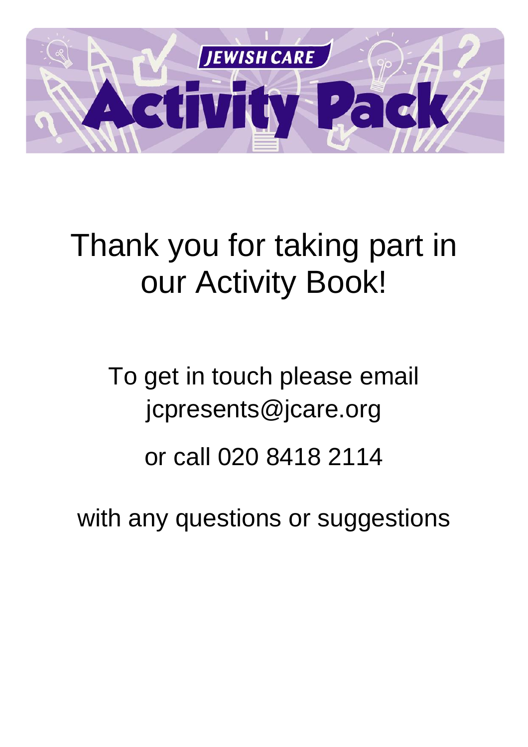JEWISH CARE

# Activity Pack

## Thank you for taking part in our Activity Book!

To get in touch please email jcpresents@jcare.org

or call 020 8418 2114

with any questions or suggestions